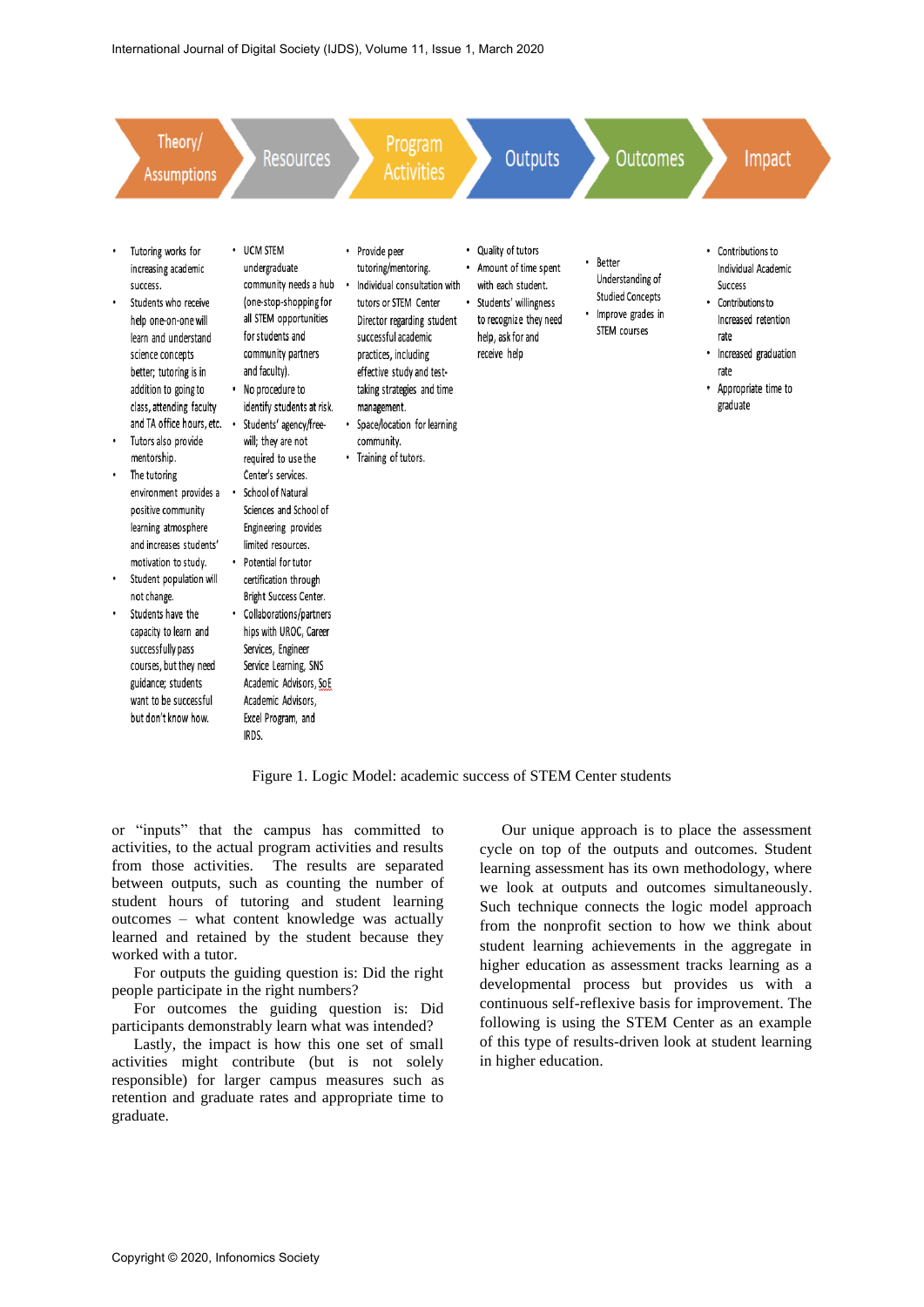| Theory/ Assumptions | Resources | Program Activities | Outputs | Outcomes | Impact |
|---|---|---|---|---|---|
| • Tutoring works for increasing academic success.<br>• Students who receive help one-on-one will learn and understand science concepts better; tutoring is in addition to going to class, attending faculty and TA office hours, etc.<br>• Tutors also provide mentorship.<br>• The tutoring environment provides a positive community learning atmosphere and increases students' motivation to study.<br>• Student population will not change.<br>• Students have the capacity to learn and successfully pass courses, but they need guidance; students want to be successful but don't know how. | • UCM STEM undergraduate community needs a hub (one-stop-shopping for all STEM opportunities for students and community partners and faculty).<br>• No procedure to identify students at risk.<br>• Students' agency/free-will; they are not required to use the Center's services.<br>• School of Natural Sciences and School of Engineering provides limited resources.<br>• Potential for tutor certification through Bright Success Center.<br>• Collaborations/partnerships with UROC, Career Services, Engineer Service Learning, SNS Academic Advisors, SoE Academic Advisors, Excel Program, and IRDS. | • Provide peer tutoring/mentoring.<br>• Individual consultation with tutors or STEM Center Director regarding student successful academic practices, including effective study and test-taking strategies and time management.<br>• Space/location for learning community.<br>• Training of tutors. | • Quality of tutors<br>• Amount of time spent with each student.<br>• Students' willingness to recognize they need help, ask for and receive help | • Better Understanding of Studied Concepts<br>• Improve grades in STEM courses | • Contributions to Individual Academic Success<br>• Contributions to Increased retention rate<br>• Increased graduation rate<br>• Appropriate time to graduate |

Figure 1. Logic Model: academic success of STEM Center students

or "inputs" that the campus has committed to activities, to the actual program activities and results from those activities. The results are separated between outputs, such as counting the number of student hours of tutoring and student learning outcomes – what content knowledge was actually learned and retained by the student because they worked with a tutor.

For outputs the guiding question is: Did the right people participate in the right numbers?

For outcomes the guiding question is: Did participants demonstrably learn what was intended?

Lastly, the impact is how this one set of small activities might contribute (but is not solely responsible) for larger campus measures such as retention and graduate rates and appropriate time to graduate.

Our unique approach is to place the assessment cycle on top of the outputs and outcomes. Student learning assessment has its own methodology, where we look at outputs and outcomes simultaneously. Such technique connects the logic model approach from the nonprofit section to how we think about student learning achievements in the aggregate in higher education as assessment tracks learning as a developmental process but provides us with a continuous self-reflexive basis for improvement. The following is using the STEM Center as an example of this type of results-driven look at student learning in higher education.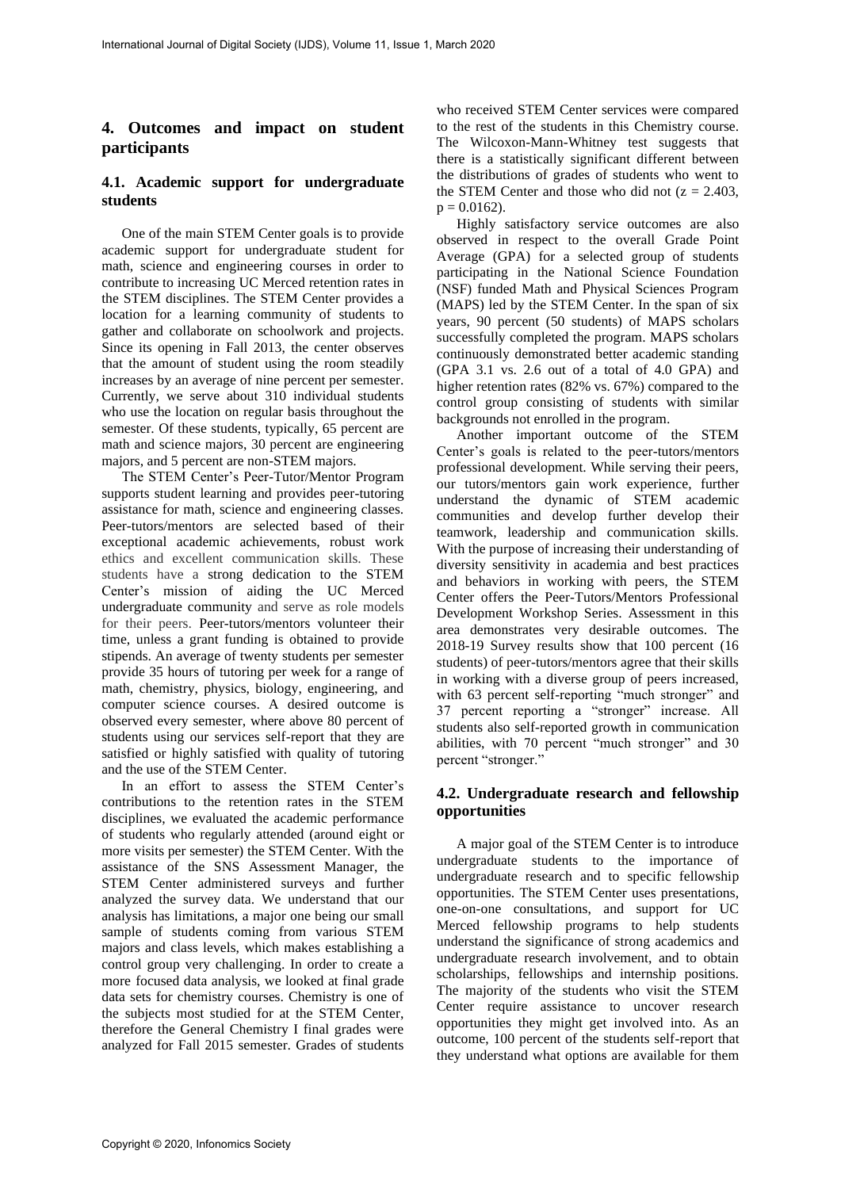## 4. Outcomes and impact on student participants

### 4.1. Academic support for undergraduate students

One of the main STEM Center goals is to provide academic support for undergraduate student for math, science and engineering courses in order to contribute to increasing UC Merced retention rates in the STEM disciplines. The STEM Center provides a location for a learning community of students to gather and collaborate on schoolwork and projects. Since its opening in Fall 2013, the center observes that the amount of student using the room steadily increases by an average of nine percent per semester. Currently, we serve about 310 individual students who use the location on regular basis throughout the semester. Of these students, typically, 65 percent are math and science majors, 30 percent are engineering majors, and 5 percent are non-STEM majors.

The STEM Center's Peer-Tutor/Mentor Program supports student learning and provides peer-tutoring assistance for math, science and engineering classes. Peer-tutors/mentors are selected based of their exceptional academic achievements, robust work ethics and excellent communication skills. These students have a strong dedication to the STEM Center's mission of aiding the UC Merced undergraduate community and serve as role models for their peers. Peer-tutors/mentors volunteer their time, unless a grant funding is obtained to provide stipends. An average of twenty students per semester provide 35 hours of tutoring per week for a range of math, chemistry, physics, biology, engineering, and computer science courses. A desired outcome is observed every semester, where above 80 percent of students using our services self-report that they are satisfied or highly satisfied with quality of tutoring and the use of the STEM Center.

In an effort to assess the STEM Center's contributions to the retention rates in the STEM disciplines, we evaluated the academic performance of students who regularly attended (around eight or more visits per semester) the STEM Center. With the assistance of the SNS Assessment Manager, the STEM Center administered surveys and further analyzed the survey data. We understand that our analysis has limitations, a major one being our small sample of students coming from various STEM majors and class levels, which makes establishing a control group very challenging. In order to create a more focused data analysis, we looked at final grade data sets for chemistry courses. Chemistry is one of the subjects most studied for at the STEM Center, therefore the General Chemistry I final grades were analyzed for Fall 2015 semester. Grades of students who received STEM Center services were compared to the rest of the students in this Chemistry course. The Wilcoxon-Mann-Whitney test suggests that there is a statistically significant different between the distributions of grades of students who went to the STEM Center and those who did not ($z = 2.403$, $p = 0.0162$).

Highly satisfactory service outcomes are also observed in respect to the overall Grade Point Average (GPA) for a selected group of students participating in the National Science Foundation (NSF) funded Math and Physical Sciences Program (MAPS) led by the STEM Center. In the span of six years, 90 percent (50 students) of MAPS scholars successfully completed the program. MAPS scholars continuously demonstrated better academic standing (GPA 3.1 vs. 2.6 out of a total of 4.0 GPA) and higher retention rates (82% vs. 67%) compared to the control group consisting of students with similar backgrounds not enrolled in the program.

Another important outcome of the STEM Center's goals is related to the peer-tutors/mentors professional development. While serving their peers, our tutors/mentors gain work experience, further understand the dynamic of STEM academic communities and develop further develop their teamwork, leadership and communication skills. With the purpose of increasing their understanding of diversity sensitivity in academia and best practices and behaviors in working with peers, the STEM Center offers the Peer-Tutors/Mentors Professional Development Workshop Series. Assessment in this area demonstrates very desirable outcomes. The 2018-19 Survey results show that 100 percent (16 students) of peer-tutors/mentors agree that their skills in working with a diverse group of peers increased, with 63 percent self-reporting "much stronger" and 37 percent reporting a "stronger" increase. All students also self-reported growth in communication abilities, with 70 percent "much stronger" and 30 percent "stronger."

### 4.2. Undergraduate research and fellowship opportunities

A major goal of the STEM Center is to introduce undergraduate students to the importance of undergraduate research and to specific fellowship opportunities. The STEM Center uses presentations, one-on-one consultations, and support for UC Merced fellowship programs to help students understand the significance of strong academics and undergraduate research involvement, and to obtain scholarships, fellowships and internship positions. The majority of the students who visit the STEM Center require assistance to uncover research opportunities they might get involved into. As an outcome, 100 percent of the students self-report that they understand what options are available for them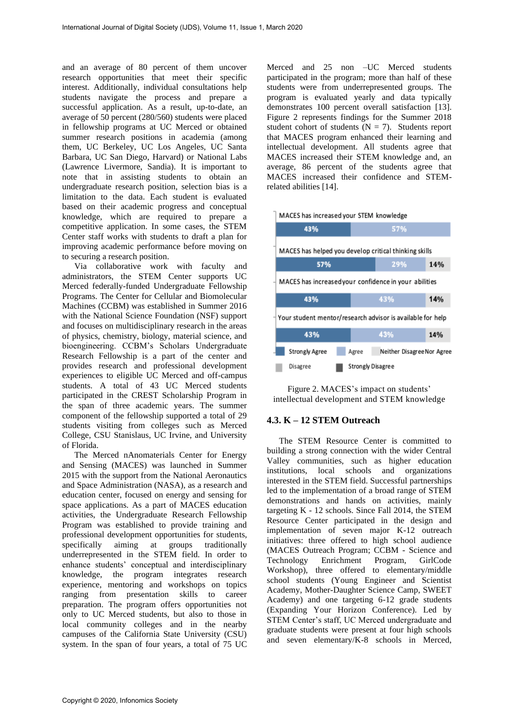and an average of 80 percent of them uncover research opportunities that meet their specific interest. Additionally, individual consultations help students navigate the process and prepare a successful application. As a result, up-to-date, an average of 50 percent (280/560) students were placed in fellowship programs at UC Merced or obtained summer research positions in academia (among them, UC Berkeley, UC Los Angeles, UC Santa Barbara, UC San Diego, Harvard) or National Labs (Lawrence Livermore, Sandia). It is important to note that in assisting students to obtain an undergraduate research position, selection bias is a limitation to the data. Each student is evaluated based on their academic progress and conceptual knowledge, which are required to prepare a competitive application. In some cases, the STEM Center staff works with students to draft a plan for improving academic performance before moving on to securing a research position.

Via collaborative work with faculty and administrators, the STEM Center supports UC Merced federally-funded Undergraduate Fellowship Programs. The Center for Cellular and Biomolecular Machines (CCBM) was established in Summer 2016 with the National Science Foundation (NSF) support and focuses on multidisciplinary research in the areas of physics, chemistry, biology, material science, and bioengineering. CCBM's Scholars Undergraduate Research Fellowship is a part of the center and provides research and professional development experiences to eligible UC Merced and off-campus students. A total of 43 UC Merced students participated in the CREST Scholarship Program in the span of three academic years. The summer component of the fellowship supported a total of 29 students visiting from colleges such as Merced College, CSU Stanislaus, UC Irvine, and University of Florida.

The Merced nAnomaterials Center for Energy and Sensing (MACES) was launched in Summer 2015 with the support from the National Aeronautics and Space Administration (NASA), as a research and education center, focused on energy and sensing for space applications. As a part of MACES education activities, the Undergraduate Research Fellowship Program was established to provide training and professional development opportunities for students, specifically aiming at groups traditionally underrepresented in the STEM field. In order to enhance students' conceptual and interdisciplinary knowledge, the program integrates research experience, mentoring and workshops on topics ranging from presentation skills to career preparation. The program offers opportunities not only to UC Merced students, but also to those in local community colleges and in the nearby campuses of the California State University (CSU) system. In the span of four years, a total of 75 UC Merced and 25 non –UC Merced students participated in the program; more than half of these students were from underrepresented groups. The program is evaluated yearly and data typically demonstrates 100 percent overall satisfaction [13]. Figure 2 represents findings for the Summer 2018 student cohort of students (N = 7). Students report that MACES program enhanced their learning and intellectual development. All students agree that MACES increased their STEM knowledge and, an average, 86 percent of the students agree that MACES increased their confidence and STEM-related abilities [14].

| Item | Strongly Agree | Agree | Neither Disagree Nor Agree | Disagree | Strongly Disagree |
|---|---|---|---|---|---|
| MACES has increased your STEM knowledge | 43% | 57% | | | |
| MACES has helped you develop critical thinking skills | 57% | 29% | 14% | | |
| MACES has increased your confidence in your abilities | 43% | 43% | 14% | | |
| Your student mentor/research advisor is available for help | 43% | 43% | 14% | | |

Figure 2. MACES's impact on students' intellectual development and STEM knowledge

### 4.3. K – 12 STEM Outreach

The STEM Resource Center is committed to building a strong connection with the wider Central Valley communities, such as higher education institutions, local schools and organizations interested in the STEM field. Successful partnerships led to the implementation of a broad range of STEM demonstrations and hands on activities, mainly targeting K - 12 schools. Since Fall 2014, the STEM Resource Center participated in the design and implementation of seven major K-12 outreach initiatives: three offered to high school audience (MACES Outreach Program; CCBM - Science and Technology Enrichment Program, GirlCode Workshop), three offered to elementary/middle school students (Young Engineer and Scientist Academy, Mother-Daughter Science Camp, SWEET Academy) and one targeting 6-12 grade students (Expanding Your Horizon Conference). Led by STEM Center's staff, UC Merced undergraduate and graduate students were present at four high schools and seven elementary/K-8 schools in Merced,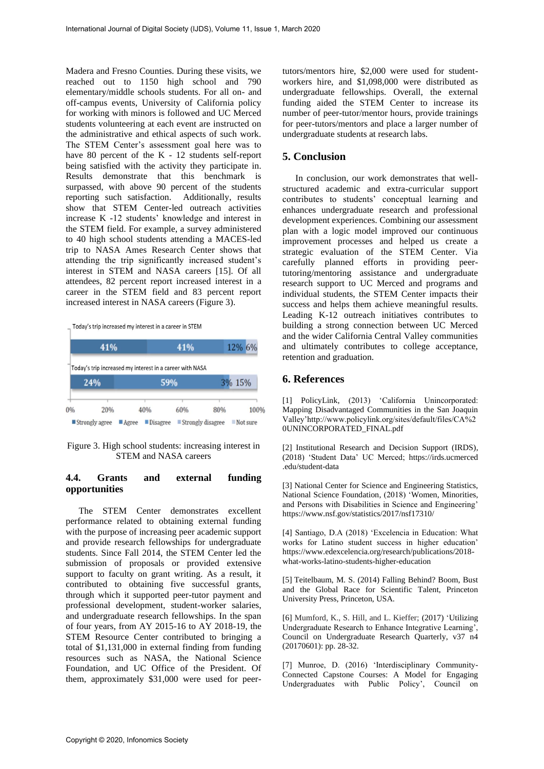Madera and Fresno Counties. During these visits, we reached out to 1150 high school and 790 elementary/middle schools students. For all on- and off-campus events, University of California policy for working with minors is followed and UC Merced students volunteering at each event are instructed on the administrative and ethical aspects of such work. The STEM Center's assessment goal here was to have 80 percent of the K - 12 students self-report being satisfied with the activity they participate in. Results demonstrate that this benchmark is surpassed, with above 90 percent of the students reporting such satisfaction. Additionally, results show that STEM Center-led outreach activities increase K -12 students' knowledge and interest in the STEM field. For example, a survey administered to 40 high school students attending a MACES-led trip to NASA Ames Research Center shows that attending the trip significantly increased student's interest in STEM and NASA careers [15]. Of all attendees, 82 percent report increased interest in a career in the STEM field and 83 percent report increased interest in NASA careers (Figure 3).

Figure 3. High school students: increasing interest in STEM and NASA careers

### 4.4. Grants and external funding opportunities

The STEM Center demonstrates excellent performance related to obtaining external funding with the purpose of increasing peer academic support and provide research fellowships for undergraduate students. Since Fall 2014, the STEM Center led the submission of proposals or provided extensive support to faculty on grant writing. As a result, it contributed to obtaining five successful grants, through which it supported peer-tutor payment and professional development, student-worker salaries, and undergraduate research fellowships. In the span of four years, from AY 2015-16 to AY 2018-19, the STEM Resource Center contributed to bringing a total of $1,131,000 in external finding from funding resources such as NASA, the National Science Foundation, and UC Office of the President. Of them, approximately $31,000 were used for peer-tutors/mentors hire, $2,000 were used for student-workers hire, and $1,098,000 were distributed as undergraduate fellowships. Overall, the external funding aided the STEM Center to increase its number of peer-tutor/mentor hours, provide trainings for peer-tutors/mentors and place a larger number of undergraduate students at research labs.

## 5. Conclusion

In conclusion, our work demonstrates that well-structured academic and extra-curricular support contributes to students' conceptual learning and enhances undergraduate research and professional development experiences. Combining our assessment plan with a logic model improved our continuous improvement processes and helped us create a strategic evaluation of the STEM Center. Via carefully planned efforts in providing peer-tutoring/mentoring assistance and undergraduate research support to UC Merced and programs and individual students, the STEM Center impacts their success and helps them achieve meaningful results. Leading K-12 outreach initiatives contributes to building a strong connection between UC Merced and the wider California Central Valley communities and ultimately contributes to college acceptance, retention and graduation.

## 6. References

[1] PolicyLink, (2013) 'California Unincorporated: Mapping Disadvantaged Communities in the San Joaquin Valley'http://www.policylink.org/sites/default/files/CA%20UNINCORPORATED_FINAL.pdf

[2] Institutional Research and Decision Support (IRDS), (2018) 'Student Data' UC Merced; https://irds.ucmerced.edu/student-data

[3] National Center for Science and Engineering Statistics, National Science Foundation, (2018) 'Women, Minorities, and Persons with Disabilities in Science and Engineering' https://www.nsf.gov/statistics/2017/nsf17310/

[4] Santiago, D.A (2018) 'Excelencia in Education: What works for Latino student success in higher education' https://www.edexcelencia.org/research/publications/2018-what-works-latino-students-higher-education

[5] Teitelbaum, M. S. (2014) Falling Behind? Boom, Bust and the Global Race for Scientific Talent, Princeton University Press, Princeton, USA.

[6] Mumford, K., S. Hill, and L. Kieffer; (2017) 'Utilizing Undergraduate Research to Enhance Integrative Learning', Council on Undergraduate Research Quarterly, v37 n4 (20170601): pp. 28-32.

[7] Munroe, D. (2016) 'Interdisciplinary Community-Connected Capstone Courses: A Model for Engaging Undergraduates with Public Policy', Council on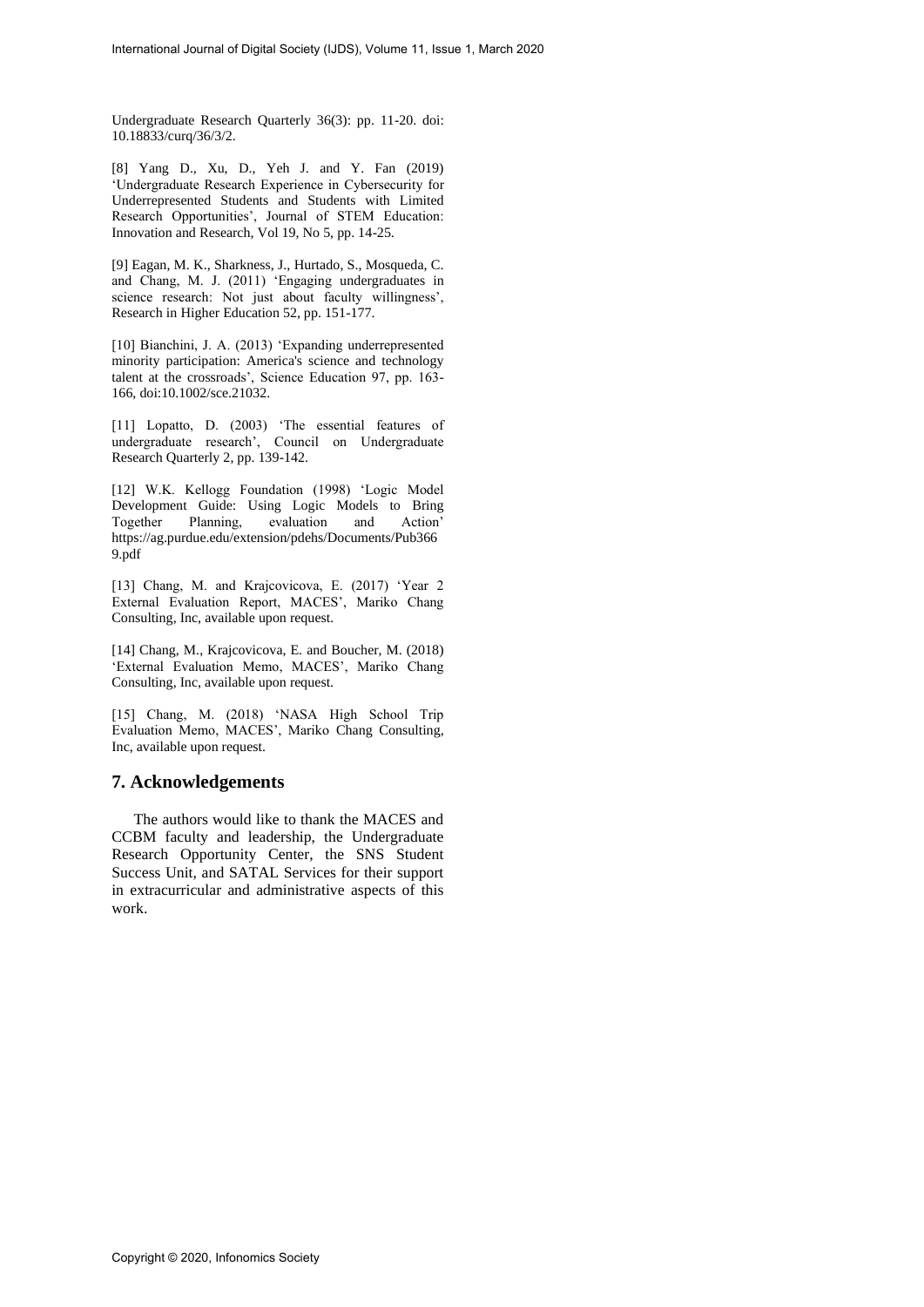Undergraduate Research Quarterly 36(3): pp. 11-20. doi: 10.18833/curq/36/3/2.

[8] Yang D., Xu, D., Yeh J. and Y. Fan (2019) 'Undergraduate Research Experience in Cybersecurity for Underrepresented Students and Students with Limited Research Opportunities', Journal of STEM Education: Innovation and Research, Vol 19, No 5, pp. 14-25.

[9] Eagan, M. K., Sharkness, J., Hurtado, S., Mosqueda, C. and Chang, M. J. (2011) 'Engaging undergraduates in science research: Not just about faculty willingness', Research in Higher Education 52, pp. 151-177.

[10] Bianchini, J. A. (2013) 'Expanding underrepresented minority participation: America's science and technology talent at the crossroads', Science Education 97, pp. 163-166, doi:10.1002/sce.21032.

[11] Lopatto, D. (2003) 'The essential features of undergraduate research', Council on Undergraduate Research Quarterly 2, pp. 139-142.

[12] W.K. Kellogg Foundation (1998) 'Logic Model Development Guide: Using Logic Models to Bring Together Planning, evaluation and Action' https://ag.purdue.edu/extension/pdehs/Documents/Pub3669.pdf

[13] Chang, M. and Krajcovicova, E. (2017) 'Year 2 External Evaluation Report, MACES', Mariko Chang Consulting, Inc, available upon request.

[14] Chang, M., Krajcovicova, E. and Boucher, M. (2018) 'External Evaluation Memo, MACES', Mariko Chang Consulting, Inc, available upon request.

[15] Chang, M. (2018) 'NASA High School Trip Evaluation Memo, MACES', Mariko Chang Consulting, Inc, available upon request.

## 7. Acknowledgements

The authors would like to thank the MACES and CCBM faculty and leadership, the Undergraduate Research Opportunity Center, the SNS Student Success Unit, and SATAL Services for their support in extracurricular and administrative aspects of this work.